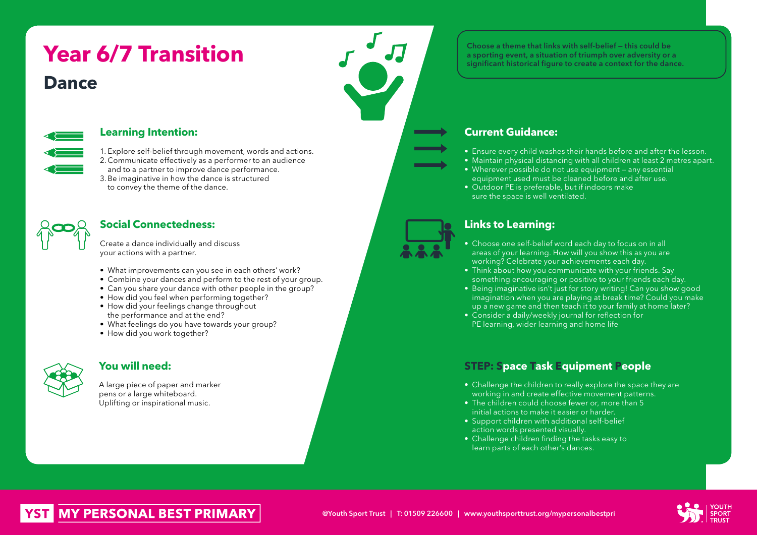# Year 6/7 Transition

## Dance

### Learning Intention:

1. Explore self-belief through movement, words and actions.
2. Communicate effectively as a performer to an audience and to a partner to improve dance performance.
3. Be imaginative in how the dance is structured to convey the theme of the dance.

### Social Connectedness:

Create a dance individually and discuss your actions with a partner.

- What improvements can you see in each others' work?
- Combine your dances and perform to the rest of your group.
- Can you share your dance with other people in the group?
- How did you feel when performing together?
- How did your feelings change throughout the performance and at the end?
- What feelings do you have towards your group?
- How did you work together?

### You will need:

A large piece of paper and marker pens or a large whiteboard.
Uplifting or inspirational music.

**Choose a theme that links with self-belief – this could be a sporting event, a situation of triumph over adversity or a significant historical figure to create a context for the dance.**

### Current Guidance:

- Ensure every child washes their hands before and after the lesson.
- Maintain physical distancing with all children at least 2 metres apart.
- Wherever possible do not use equipment – any essential equipment used must be cleaned before and after use.
- Outdoor PE is preferable, but if indoors make sure the space is well ventilated.

### Links to Learning:

- Choose one self-belief word each day to focus on in all areas of your learning. How will you show this as you are working? Celebrate your achievements each day.
- Think about how you communicate with your friends. Say something encouraging or positive to your friends each day.
- Being imaginative isn't just for story writing! Can you show good imagination when you are playing at break time? Could you make up a new game and then teach it to your family at home later?
- Consider a daily/weekly journal for reflection for PE learning, wider learning and home life

### STEP: Space Task Equipment People

- Challenge the children to really explore the space they are working in and create effective movement patterns.
- The children could choose fewer or, more than 5 initial actions to make it easier or harder.
- Support children with additional self-belief action words presented visually.
- Challenge children finding the tasks easy to learn parts of each other's dances.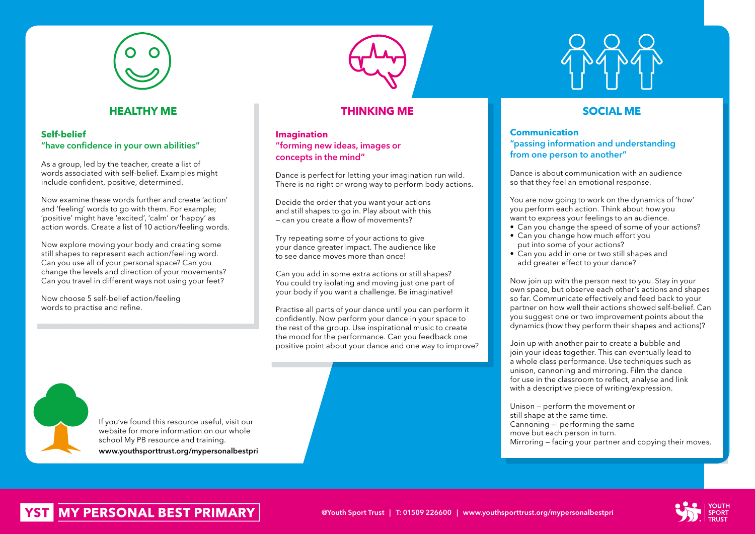## HEALTHY ME

**Self-belief**
**"have confidence in your own abilities"**

As a group, led by the teacher, create a list of words associated with self-belief. Examples might include confident, positive, determined.

Now examine these words further and create 'action' and 'feeling' words to go with them. For example; 'positive' might have 'excited', 'calm' or 'happy' as action words. Create a list of 10 action/feeling words.

Now explore moving your body and creating some still shapes to represent each action/feeling word. Can you use all of your personal space? Can you change the levels and direction of your movements? Can you travel in different ways not using your feet?

Now choose 5 self-belief action/feeling words to practise and refine.

## THINKING ME

**Imagination**
**"forming new ideas, images or concepts in the mind"**

Dance is perfect for letting your imagination run wild. There is no right or wrong way to perform body actions.

Decide the order that you want your actions and still shapes to go in. Play about with this – can you create a flow of movements?

Try repeating some of your actions to give your dance greater impact. The audience like to see dance moves more than once!

Can you add in some extra actions or still shapes? You could try isolating and moving just one part of your body if you want a challenge. Be imaginative!

Practise all parts of your dance until you can perform it confidently. Now perform your dance in your space to the rest of the group. Use inspirational music to create the mood for the performance. Can you feedback one positive point about your dance and one way to improve?

## SOCIAL ME

**Communication**
**"passing information and understanding from one person to another"**

Dance is about communication with an audience so that they feel an emotional response.

You are now going to work on the dynamics of 'how' you perform each action. Think about how you want to express your feelings to an audience.

- Can you change the speed of some of your actions?
- Can you change how much effort you put into some of your actions?
- Can you add in one or two still shapes and add greater effect to your dance?

Now join up with the person next to you. Stay in your own space, but observe each other's actions and shapes so far. Communicate effectively and feed back to your partner on how well their actions showed self-belief. Can you suggest one or two improvement points about the dynamics (how they perform their shapes and actions)?

Join up with another pair to create a bubble and join your ideas together. This can eventually lead to a whole class performance. Use techniques such as unison, cannoning and mirroring. Film the dance for use in the classroom to reflect, analyse and link with a descriptive piece of writing/expression.

Unison – perform the movement or still shape at the same time.
Cannoning – performing the same move but each person in turn.
Mirroring – facing your partner and copying their moves.

If you've found this resource useful, visit our website for more information on our whole school My PB resource and training.
**www.youthsporttrust.org/mypersonalbestpri**